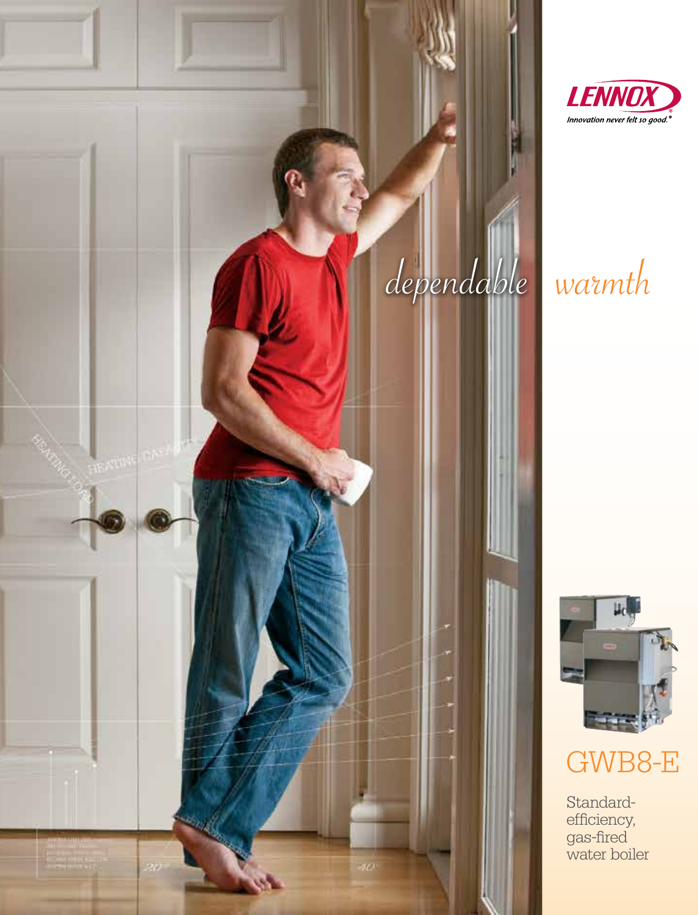LENNOX

*Innovation never felt so good.®*

# *dependable warmth*

## GWB8-E

Standard-efficiency, gas-fired water boiler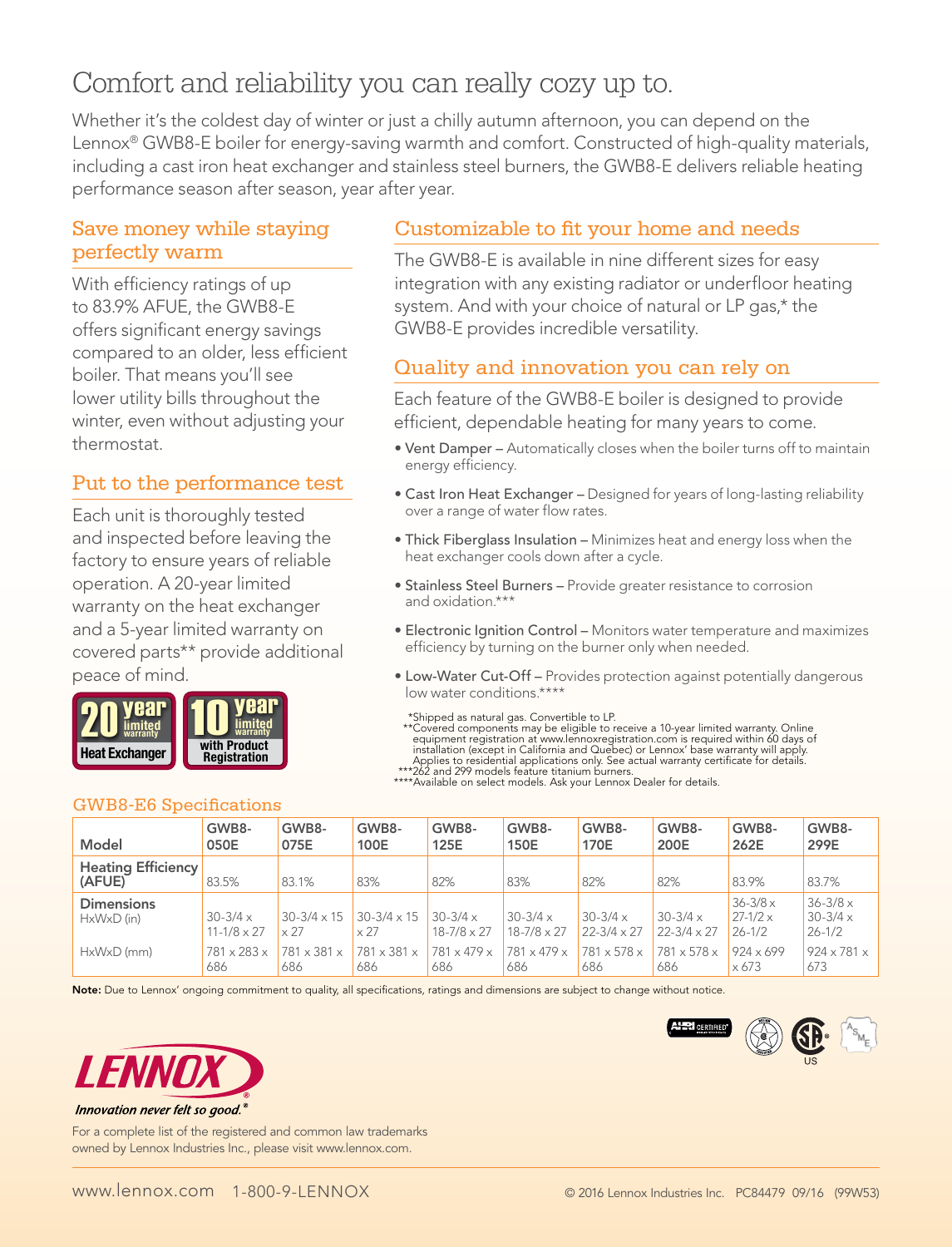# Comfort and reliability you can really cozy up to.

Whether it's the coldest day of winter or just a chilly autumn afternoon, you can depend on the Lennox® GWB8-E boiler for energy-saving warmth and comfort. Constructed of high-quality materials, including a cast iron heat exchanger and stainless steel burners, the GWB8-E delivers reliable heating performance season after season, year after year.

## Save money while staying perfectly warm

With efficiency ratings of up to 83.9% AFUE, the GWB8-E offers significant energy savings compared to an older, less efficient boiler. That means you'll see lower utility bills throughout the winter, even without adjusting your thermostat.

## Put to the performance test

Each unit is thoroughly tested and inspected before leaving the factory to ensure years of reliable operation. A 20-year limited warranty on the heat exchanger and a 5-year limited warranty on covered parts** provide additional peace of mind.

20 year limited warranty Heat Exchanger

10 year limited warranty with Product Registration

## Customizable to fit your home and needs

The GWB8-E is available in nine different sizes for easy integration with any existing radiator or underfloor heating system. And with your choice of natural or LP gas,* the GWB8-E provides incredible versatility.

## Quality and innovation you can rely on

Each feature of the GWB8-E boiler is designed to provide efficient, dependable heating for many years to come.

- Vent Damper – Automatically closes when the boiler turns off to maintain energy efficiency.
- Cast Iron Heat Exchanger – Designed for years of long-lasting reliability over a range of water flow rates.
- Thick Fiberglass Insulation – Minimizes heat and energy loss when the heat exchanger cools down after a cycle.
- Stainless Steel Burners – Provide greater resistance to corrosion and oxidation.***
- Electronic Ignition Control – Monitors water temperature and maximizes efficiency by turning on the burner only when needed.
- Low-Water Cut-Off – Provides protection against potentially dangerous low water conditions.****

*Shipped as natural gas. Convertible to LP.
**Covered components may be eligible to receive a 10-year limited warranty. Online equipment registration at www.lennoxregistration.com is required within 60 days of installation (except in California and Quebec) or Lennox' base warranty will apply. Applies to residential applications only. See actual warranty certificate for details.
***262 and 299 models feature titanium burners.
****Available on select models. Ask your Lennox Dealer for details.

## GWB8-E6 Specifications

| Model | GWB8-050E | GWB8-075E | GWB8-100E | GWB8-125E | GWB8-150E | GWB8-170E | GWB8-200E | GWB8-262E | GWB8-299E |
|---|---|---|---|---|---|---|---|---|---|
| Heating Efficiency (AFUE) | 83.5% | 83.1% | 83% | 82% | 83% | 82% | 82% | 83.9% | 83.7% |
| Dimensions HxWxD (in) | 30-3/4 x 11-1/8 x 27 | 30-3/4 x 15 x 27 | 30-3/4 x 15 x 27 | 30-3/4 x 18-7/8 x 27 | 30-3/4 x 18-7/8 x 27 | 30-3/4 x 22-3/4 x 27 | 30-3/4 x 22-3/4 x 27 | 36-3/8 x 27-1/2 x 26-1/2 | 36-3/8 x 30-3/4 x 26-1/2 |
| HxWxD (mm) | 781 x 283 x 686 | 781 x 381 x 686 | 781 x 381 x 686 | 781 x 479 x 686 | 781 x 479 x 686 | 781 x 578 x 686 | 781 x 578 x 686 | 924 x 699 x 673 | 924 x 781 x 673 |

**Note:** Due to Lennox' ongoing commitment to quality, all specifications, ratings and dimensions are subject to change without notice.

LENNOX
*Innovation never felt so good.®*

For a complete list of the registered and common law trademarks owned by Lennox Industries Inc., please visit www.lennox.com.

www.lennox.com 1-800-9-LENNOX

© 2016 Lennox Industries Inc. PC84479 09/16 (99W53)